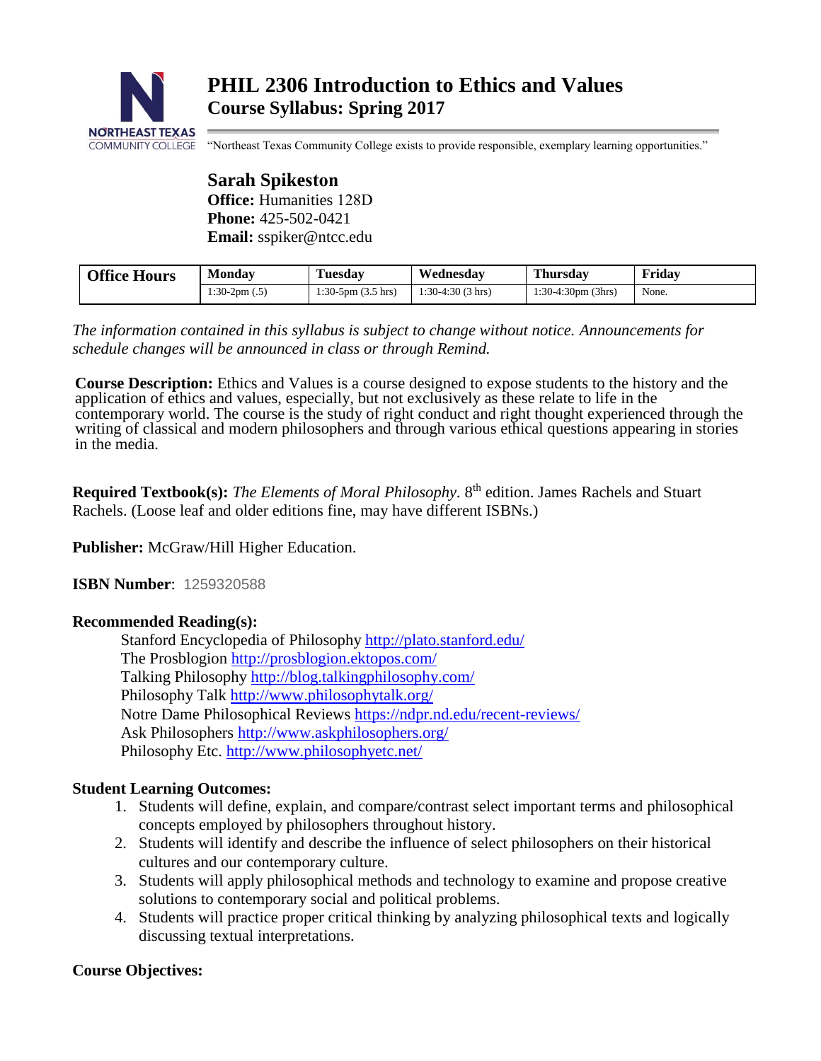# PHIL 2306 Introduction to Ethics and Values

## Course Syllabus: Spring 2017

NORTHEAST TEXAS COMMUNITY COLLEGE "Northeast Texas Community College exists to provide responsible, exemplary learning opportunities."

**Sarah Spikeston**
**Office:** Humanities 128D
**Phone:** 425-502-0421
**Email:** sspiker@ntcc.edu

| Office Hours | Monday | Tuesday | Wednesday | Thursday | Friday |
|---|---|---|---|---|---|
| | 1:30-2pm (.5) | 1:30-5pm (3.5 hrs) | 1:30-4:30 (3 hrs) | 1:30-4:30pm (3hrs) | None. |

*The information contained in this syllabus is subject to change without notice. Announcements for schedule changes will be announced in class or through Remind.*

**Course Description:** Ethics and Values is a course designed to expose students to the history and the application of ethics and values, especially, but not exclusively as these relate to life in the contemporary world. The course is the study of right conduct and right thought experienced through the writing of classical and modern philosophers and through various ethical questions appearing in stories in the media.

**Required Textbook(s):** *The Elements of Moral Philosophy.* 8th edition. James Rachels and Stuart Rachels. (Loose leaf and older editions fine, may have different ISBNs.)

**Publisher:** McGraw/Hill Higher Education.

**ISBN Number**: 1259320588

**Recommended Reading(s):**

Stanford Encyclopedia of Philosophy http://plato.stanford.edu/
The Prosblogion http://prosblogion.ektopos.com/
Talking Philosophy http://blog.talkingphilosophy.com/
Philosophy Talk http://www.philosophytalk.org/
Notre Dame Philosophical Reviews https://ndpr.nd.edu/recent-reviews/
Ask Philosophers http://www.askphilosophers.org/
Philosophy Etc. http://www.philosophyetc.net/

**Student Learning Outcomes:**

1. Students will define, explain, and compare/contrast select important terms and philosophical concepts employed by philosophers throughout history.
2. Students will identify and describe the influence of select philosophers on their historical cultures and our contemporary culture.
3. Students will apply philosophical methods and technology to examine and propose creative solutions to contemporary social and political problems.
4. Students will practice proper critical thinking by analyzing philosophical texts and logically discussing textual interpretations.

**Course Objectives:**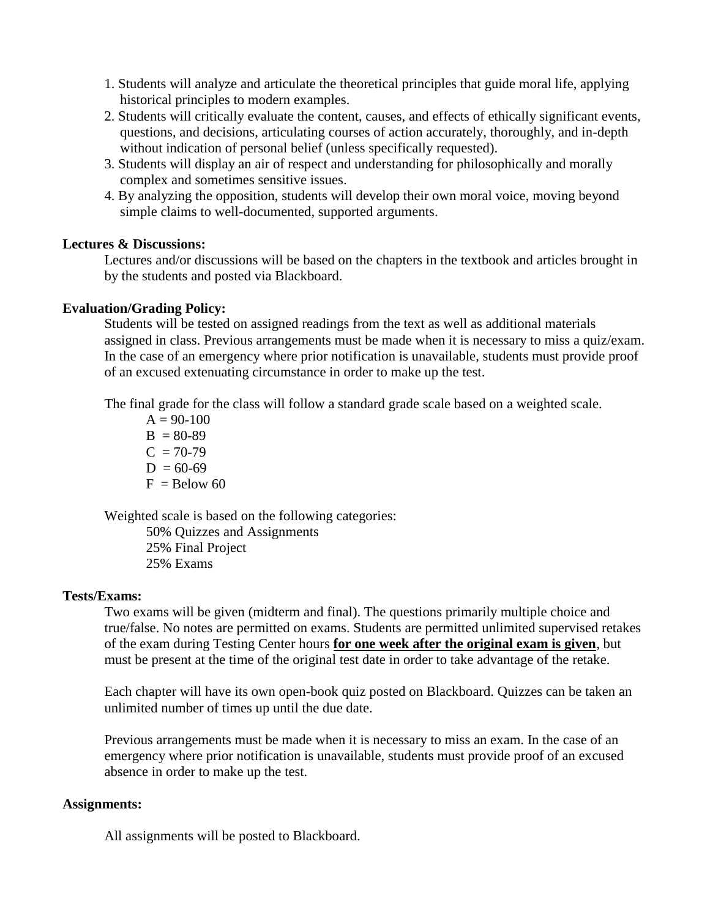1. Students will analyze and articulate the theoretical principles that guide moral life, applying historical principles to modern examples.
2. Students will critically evaluate the content, causes, and effects of ethically significant events, questions, and decisions, articulating courses of action accurately, thoroughly, and in-depth without indication of personal belief (unless specifically requested).
3. Students will display an air of respect and understanding for philosophically and morally complex and sometimes sensitive issues.
4. By analyzing the opposition, students will develop their own moral voice, moving beyond simple claims to well-documented, supported arguments.

**Lectures & Discussions:**

Lectures and/or discussions will be based on the chapters in the textbook and articles brought in by the students and posted via Blackboard.

**Evaluation/Grading Policy:**

Students will be tested on assigned readings from the text as well as additional materials assigned in class. Previous arrangements must be made when it is necessary to miss a quiz/exam. In the case of an emergency where prior notification is unavailable, students must provide proof of an excused extenuating circumstance in order to make up the test.

The final grade for the class will follow a standard grade scale based on a weighted scale.

A = 90-100
B = 80-89
C = 70-79
D = 60-69
F = Below 60

Weighted scale is based on the following categories:

50% Quizzes and Assignments
25% Final Project
25% Exams

**Tests/Exams:**

Two exams will be given (midterm and final). The questions primarily multiple choice and true/false. No notes are permitted on exams. Students are permitted unlimited supervised retakes of the exam during Testing Center hours **<u>for one week after the original exam is given</u>**, but must be present at the time of the original test date in order to take advantage of the retake.

Each chapter will have its own open-book quiz posted on Blackboard. Quizzes can be taken an unlimited number of times up until the due date.

Previous arrangements must be made when it is necessary to miss an exam. In the case of an emergency where prior notification is unavailable, students must provide proof of an excused absence in order to make up the test.

**Assignments:**

All assignments will be posted to Blackboard.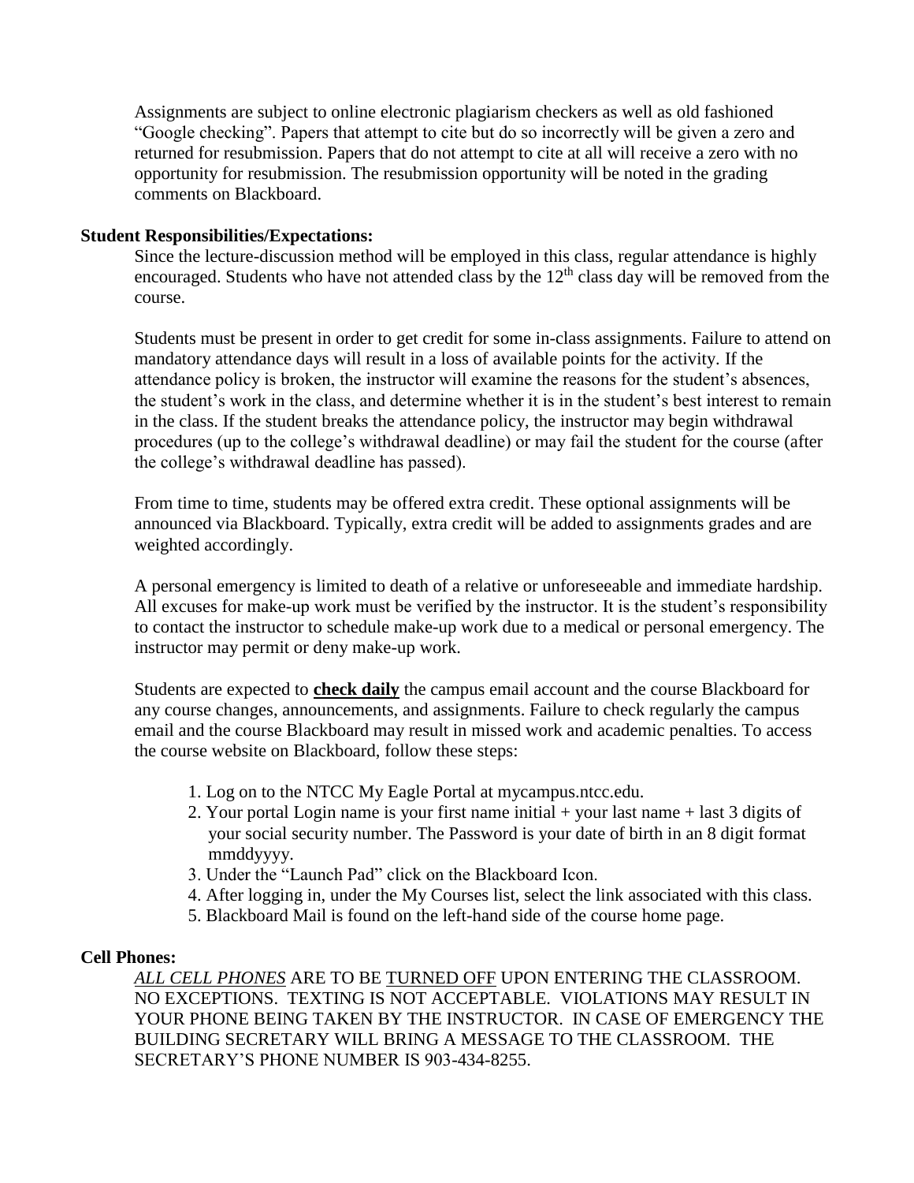Assignments are subject to online electronic plagiarism checkers as well as old fashioned "Google checking". Papers that attempt to cite but do so incorrectly will be given a zero and returned for resubmission. Papers that do not attempt to cite at all will receive a zero with no opportunity for resubmission. The resubmission opportunity will be noted in the grading comments on Blackboard.

**Student Responsibilities/Expectations:**

Since the lecture-discussion method will be employed in this class, regular attendance is highly encouraged. Students who have not attended class by the 12th class day will be removed from the course.

Students must be present in order to get credit for some in-class assignments. Failure to attend on mandatory attendance days will result in a loss of available points for the activity. If the attendance policy is broken, the instructor will examine the reasons for the student's absences, the student's work in the class, and determine whether it is in the student's best interest to remain in the class. If the student breaks the attendance policy, the instructor may begin withdrawal procedures (up to the college's withdrawal deadline) or may fail the student for the course (after the college's withdrawal deadline has passed).

From time to time, students may be offered extra credit. These optional assignments will be announced via Blackboard. Typically, extra credit will be added to assignments grades and are weighted accordingly.

A personal emergency is limited to death of a relative or unforeseeable and immediate hardship. All excuses for make-up work must be verified by the instructor. It is the student's responsibility to contact the instructor to schedule make-up work due to a medical or personal emergency. The instructor may permit or deny make-up work.

Students are expected to **check daily** the campus email account and the course Blackboard for any course changes, announcements, and assignments. Failure to check regularly the campus email and the course Blackboard may result in missed work and academic penalties. To access the course website on Blackboard, follow these steps:

1. Log on to the NTCC My Eagle Portal at mycampus.ntcc.edu.
2. Your portal Login name is your first name initial + your last name + last 3 digits of your social security number. The Password is your date of birth in an 8 digit format mmddyyyy.
3. Under the "Launch Pad" click on the Blackboard Icon.
4. After logging in, under the My Courses list, select the link associated with this class.
5. Blackboard Mail is found on the left-hand side of the course home page.

**Cell Phones:**

*ALL CELL PHONES* ARE TO BE TURNED OFF UPON ENTERING THE CLASSROOM. NO EXCEPTIONS. TEXTING IS NOT ACCEPTABLE. VIOLATIONS MAY RESULT IN YOUR PHONE BEING TAKEN BY THE INSTRUCTOR. IN CASE OF EMERGENCY THE BUILDING SECRETARY WILL BRING A MESSAGE TO THE CLASSROOM. THE SECRETARY'S PHONE NUMBER IS 903-434-8255.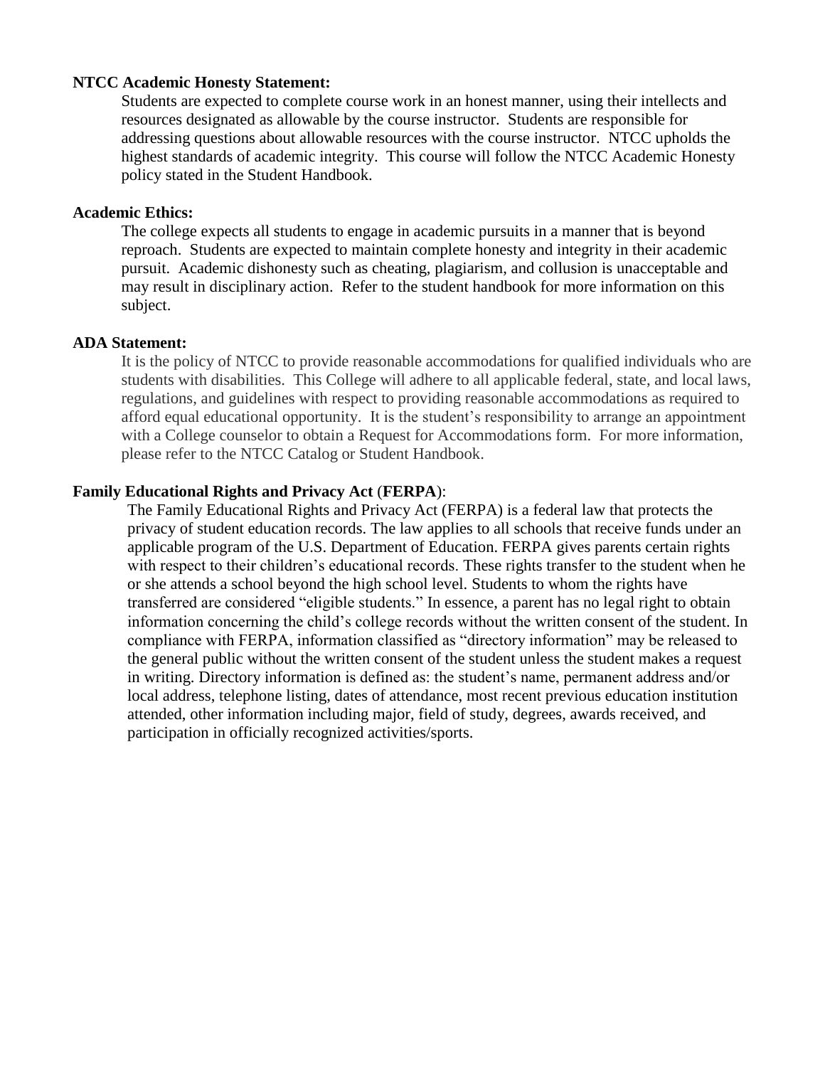**NTCC Academic Honesty Statement:**

Students are expected to complete course work in an honest manner, using their intellects and resources designated as allowable by the course instructor. Students are responsible for addressing questions about allowable resources with the course instructor. NTCC upholds the highest standards of academic integrity. This course will follow the NTCC Academic Honesty policy stated in the Student Handbook.

**Academic Ethics:**

The college expects all students to engage in academic pursuits in a manner that is beyond reproach. Students are expected to maintain complete honesty and integrity in their academic pursuit. Academic dishonesty such as cheating, plagiarism, and collusion is unacceptable and may result in disciplinary action. Refer to the student handbook for more information on this subject.

**ADA Statement:**

It is the policy of NTCC to provide reasonable accommodations for qualified individuals who are students with disabilities. This College will adhere to all applicable federal, state, and local laws, regulations, and guidelines with respect to providing reasonable accommodations as required to afford equal educational opportunity. It is the student's responsibility to arrange an appointment with a College counselor to obtain a Request for Accommodations form. For more information, please refer to the NTCC Catalog or Student Handbook.

**Family Educational Rights and Privacy Act (FERPA):**

The Family Educational Rights and Privacy Act (FERPA) is a federal law that protects the privacy of student education records. The law applies to all schools that receive funds under an applicable program of the U.S. Department of Education. FERPA gives parents certain rights with respect to their children's educational records. These rights transfer to the student when he or she attends a school beyond the high school level. Students to whom the rights have transferred are considered "eligible students." In essence, a parent has no legal right to obtain information concerning the child's college records without the written consent of the student. In compliance with FERPA, information classified as "directory information" may be released to the general public without the written consent of the student unless the student makes a request in writing. Directory information is defined as: the student's name, permanent address and/or local address, telephone listing, dates of attendance, most recent previous education institution attended, other information including major, field of study, degrees, awards received, and participation in officially recognized activities/sports.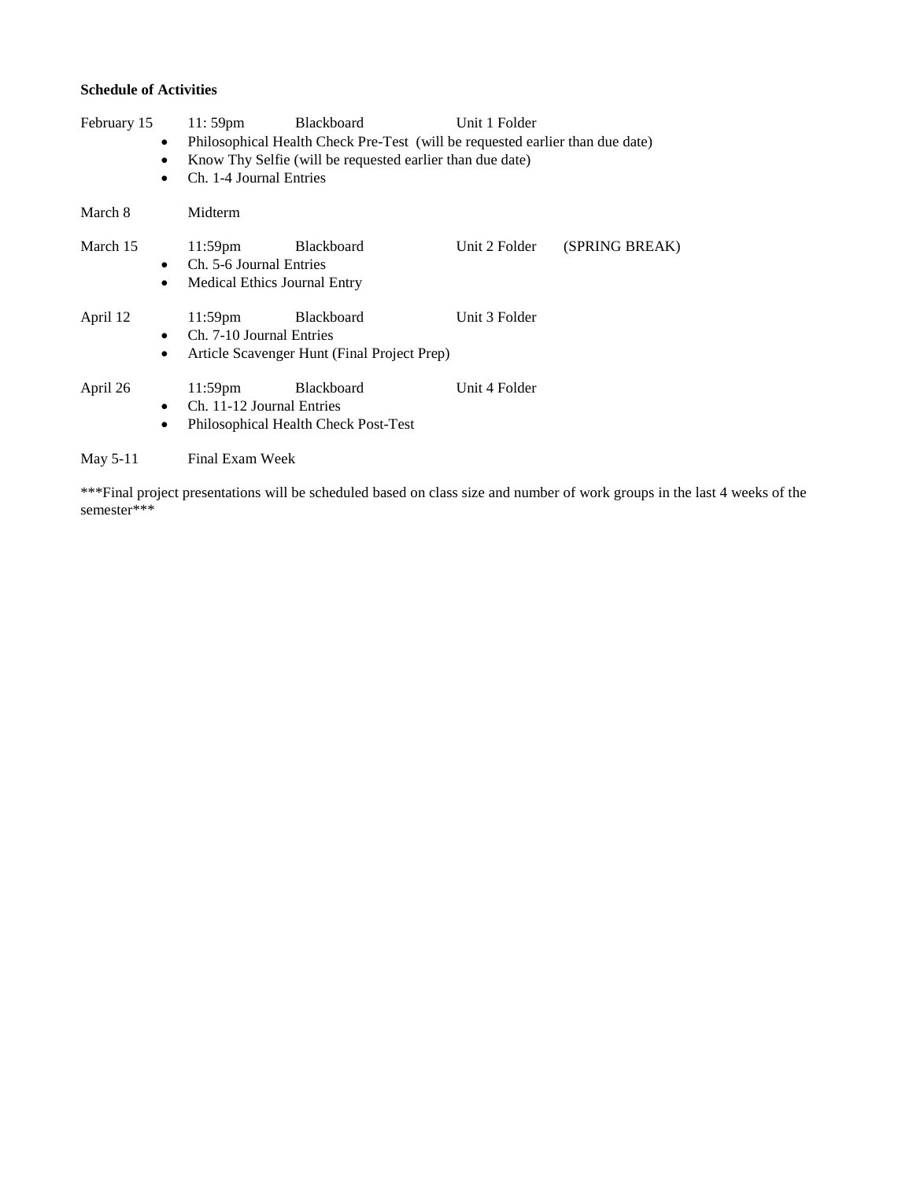**Schedule of Activities**

February 15 11: 59pm Blackboard Unit 1 Folder

- Philosophical Health Check Pre-Test (will be requested earlier than due date)
- Know Thy Selfie (will be requested earlier than due date)
- Ch. 1-4 Journal Entries

March 8 Midterm

March 15 11:59pm Blackboard Unit 2 Folder (SPRING BREAK)

- Ch. 5-6 Journal Entries
- Medical Ethics Journal Entry

April 12 11:59pm Blackboard Unit 3 Folder

- Ch. 7-10 Journal Entries
- Article Scavenger Hunt (Final Project Prep)

April 26 11:59pm Blackboard Unit 4 Folder

- Ch. 11-12 Journal Entries
- Philosophical Health Check Post-Test

May 5-11 Final Exam Week

***Final project presentations will be scheduled based on class size and number of work groups in the last 4 weeks of the semester***